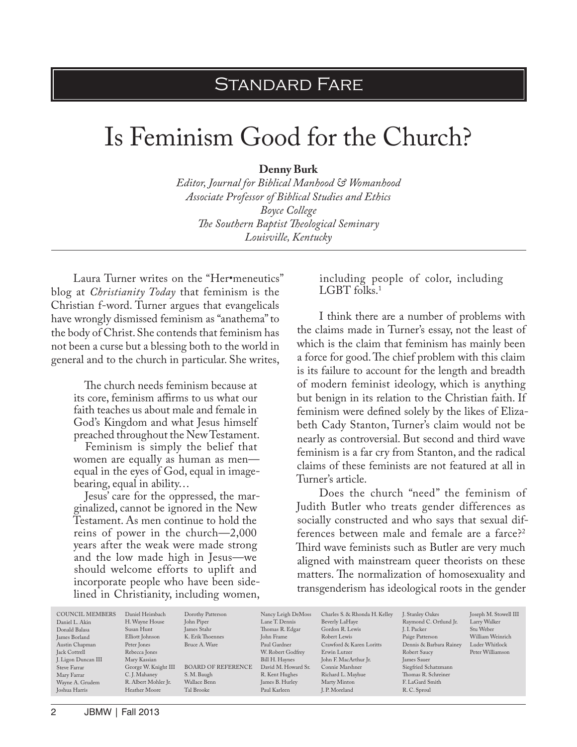Standard Fare

# Is Feminism Good for the Church?

**Denny Burk**

*Editor, Journal for Biblical Manhood & Womanhood*
*Associate Professor of Biblical Studies and Ethics*
*Boyce College*
*The Southern Baptist Theological Seminary*
*Louisville, Kentucky*

Laura Turner writes on the "Her•meneutics" blog at *Christianity Today* that feminism is the Christian f-word. Turner argues that evangelicals have wrongly dismissed feminism as "anathema" to the body of Christ. She contends that feminism has not been a curse but a blessing both to the world in general and to the church in particular. She writes,

> The church needs feminism because at its core, feminism affirms to us what our faith teaches us about male and female in God's Kingdom and what Jesus himself preached throughout the New Testament.
>
> Feminism is simply the belief that women are equally as human as men—equal in the eyes of God, equal in image-bearing, equal in ability…
>
> Jesus' care for the oppressed, the marginalized, cannot be ignored in the New Testament. As men continue to hold the reins of power in the church—2,000 years after the weak were made strong and the low made high in Jesus—we should welcome efforts to uplift and incorporate people who have been sidelined in Christianity, including women, including people of color, including LGBT folks.[1]

I think there are a number of problems with the claims made in Turner's essay, not the least of which is the claim that feminism has mainly been a force for good. The chief problem with this claim is its failure to account for the length and breadth of modern feminist ideology, which is anything but benign in its relation to the Christian faith. If feminism were defined solely by the likes of Elizabeth Cady Stanton, Turner's claim would not be nearly as controversial. But second and third wave feminism is a far cry from Stanton, and the radical claims of these feminists are not featured at all in Turner's article.

Does the church "need" the feminism of Judith Butler who treats gender differences as socially constructed and who says that sexual differences between male and female are a farce?[2] Third wave feminists such as Butler are very much aligned with mainstream queer theorists on these matters. The normalization of homosexuality and transgenderism has ideological roots in the gender

COUNCIL MEMBERS
Daniel L. Akin
Donald Balasa
James Borland
Austin Chapman
Jack Cottrell
J. Ligon Duncan III
Steve Farrar
Mary Farrar
Wayne A. Grudem
Joshua Harris
Daniel Heimbach
H. Wayne House
Susan Hunt
Elliott Johnson
Peter Jones
Rebecca Jones
Mary Kassian
George W. Knight III
C. J. Mahaney
R. Albert Mohler Jr.
Heather Moore
Dorothy Patterson
John Piper
James Stahr
K. Erik Thoennes
Bruce A. Ware

BOARD OF REFERENCE
S. M. Baugh
Wallace Benn
Tal Brooke
Nancy Leigh DeMoss
Lane T. Dennis
Thomas R. Edgar
John Frame
Paul Gardner
W. Robert Godfrey
Bill H. Haynes
David M. Howard Sr.
R. Kent Hughes
James B. Hurley
Paul Karleen
Charles S. & Rhonda H. Kelley
Beverly LaHaye
Gordon R. Lewis
Robert Lewis
Crawford & Karen Loritts
Erwin Lutzer
John F. MacArthur Jr.
Connie Marshner
Richard L. Mayhue
Marty Minton
J. P. Moreland
J. Stanley Oakes
Raymond C. Ortlund Jr.
J. I. Packer
Paige Patterson
Dennis & Barbara Rainey
Robert Saucy
James Sauer
Siegfried Schatzmann
Thomas R. Schreiner
F. LaGard Smith
R. C. Sproul
Joseph M. Stowell III
Larry Walker
Stu Weber
William Weinrich
Luder Whitlock
Peter Williamson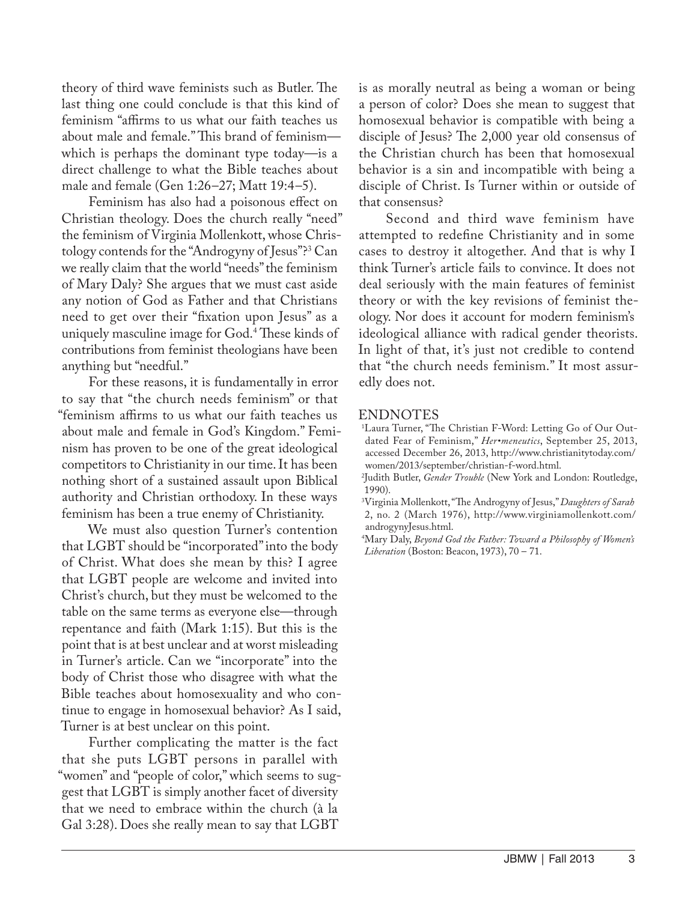theory of third wave feminists such as Butler. The last thing one could conclude is that this kind of feminism "affirms to us what our faith teaches us about male and female." This brand of feminism—which is perhaps the dominant type today—is a direct challenge to what the Bible teaches about male and female (Gen 1:26–27; Matt 19:4–5).

Feminism has also had a poisonous effect on Christian theology. Does the church really "need" the feminism of Virginia Mollenkott, whose Christology contends for the "Androgyny of Jesus"?[3] Can we really claim that the world "needs" the feminism of Mary Daly? She argues that we must cast aside any notion of God as Father and that Christians need to get over their "fixation upon Jesus" as a uniquely masculine image for God.[4] These kinds of contributions from feminist theologians have been anything but "needful."

For these reasons, it is fundamentally in error to say that "the church needs feminism" or that "feminism affirms to us what our faith teaches us about male and female in God's Kingdom." Feminism has proven to be one of the great ideological competitors to Christianity in our time. It has been nothing short of a sustained assault upon Biblical authority and Christian orthodoxy. In these ways feminism has been a true enemy of Christianity.

We must also question Turner's contention that LGBT should be "incorporated" into the body of Christ. What does she mean by this? I agree that LGBT people are welcome and invited into Christ's church, but they must be welcomed to the table on the same terms as everyone else—through repentance and faith (Mark 1:15). But this is the point that is at best unclear and at worst misleading in Turner's article. Can we "incorporate" into the body of Christ those who disagree with what the Bible teaches about homosexuality and who continue to engage in homosexual behavior? As I said, Turner is at best unclear on this point.

Further complicating the matter is the fact that she puts LGBT persons in parallel with "women" and "people of color," which seems to suggest that LGBT is simply another facet of diversity that we need to embrace within the church (à la Gal 3:28). Does she really mean to say that LGBT is as morally neutral as being a woman or being a person of color? Does she mean to suggest that homosexual behavior is compatible with being a disciple of Jesus? The 2,000 year old consensus of the Christian church has been that homosexual behavior is a sin and incompatible with being a disciple of Christ. Is Turner within or outside of that consensus?

Second and third wave feminism have attempted to redefine Christianity and in some cases to destroy it altogether. And that is why I think Turner's article fails to convince. It does not deal seriously with the main features of feminist theory or with the key revisions of feminist theology. Nor does it account for modern feminism's ideological alliance with radical gender theorists. In light of that, it's just not credible to contend that "the church needs feminism." It most assuredly does not.

## ENDNOTES

1. Laura Turner, "The Christian F-Word: Letting Go of Our Outdated Fear of Feminism," *Her•meneutics*, September 25, 2013, accessed December 26, 2013, http://www.christianitytoday.com/women/2013/september/christian-f-word.html.
2. Judith Butler, *Gender Trouble* (New York and London: Routledge, 1990).
3. Virginia Mollenkott, "The Androgyny of Jesus," *Daughters of Sarah* 2, no. 2 (March 1976), http://www.virginiamollenkott.com/androgynyJesus.html.
4. Mary Daly, *Beyond God the Father: Toward a Philosophy of Women's Liberation* (Boston: Beacon, 1973), 70 – 71.